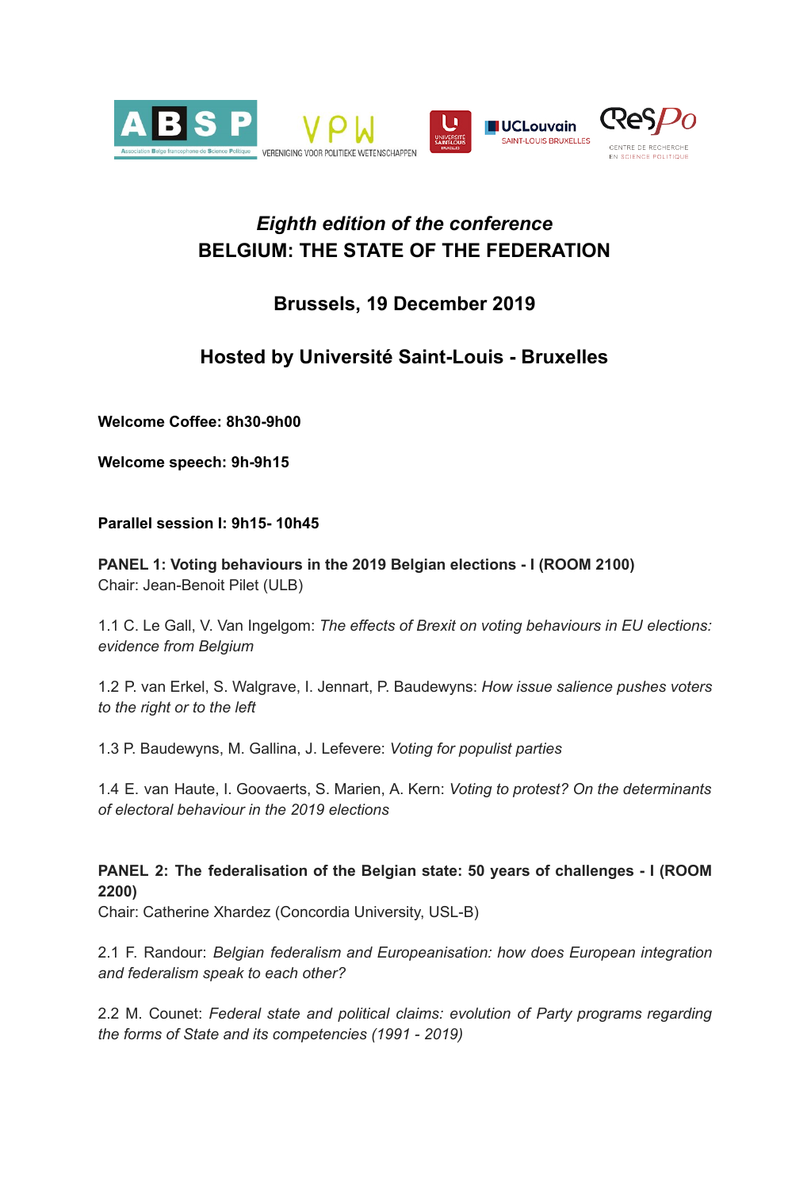ABSP — Association Belge francophone de Science Politique | VPW — Vereniging voor Politieke Wetenschappen | Université Saint-Louis Bruxelles | UCLouvain Saint-Louis Bruxelles | CReSPo — Centre de Recherche en Science Politique

# *Eighth edition of the conference*
# BELGIUM: THE STATE OF THE FEDERATION

## Brussels, 19 December 2019

## Hosted by Université Saint-Louis - Bruxelles

**Welcome Coffee: 8h30-9h00**

**Welcome speech: 9h-9h15**

**Parallel session I: 9h15- 10h45**

**PANEL 1: Voting behaviours in the 2019 Belgian elections - I (ROOM 2100)**
Chair: Jean-Benoit Pilet (ULB)

1.1 C. Le Gall, V. Van Ingelgom: *The effects of Brexit on voting behaviours in EU elections: evidence from Belgium*

1.2 P. van Erkel, S. Walgrave, I. Jennart, P. Baudewyns: *How issue salience pushes voters to the right or to the left*

1.3 P. Baudewyns, M. Gallina, J. Lefevere: *Voting for populist parties*

1.4 E. van Haute, I. Goovaerts, S. Marien, A. Kern: *Voting to protest? On the determinants of electoral behaviour in the 2019 elections*

**PANEL 2: The federalisation of the Belgian state: 50 years of challenges - I (ROOM 2200)**
Chair: Catherine Xhardez (Concordia University, USL-B)

2.1 F. Randour: *Belgian federalism and Europeanisation: how does European integration and federalism speak to each other?*

2.2 M. Counet: *Federal state and political claims: evolution of Party programs regarding the forms of State and its competencies (1991 - 2019)*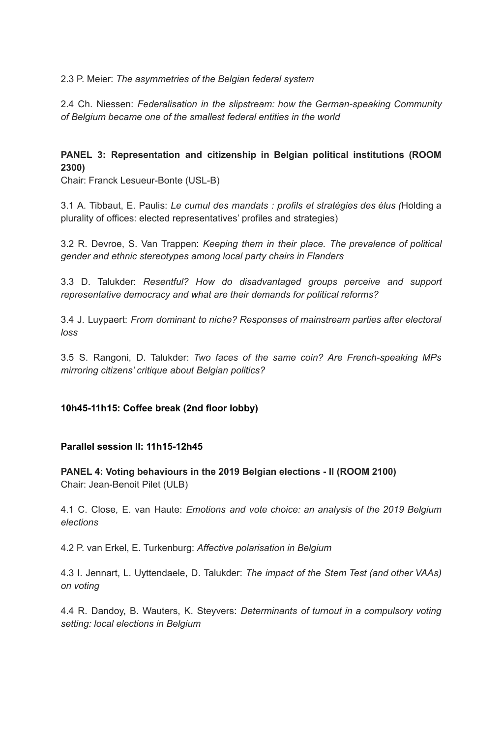2.3 P. Meier: *The asymmetries of the Belgian federal system*

2.4 Ch. Niessen: *Federalisation in the slipstream: how the German-speaking Community of Belgium became one of the smallest federal entities in the world*

**PANEL 3: Representation and citizenship in Belgian political institutions (ROOM 2300)**
Chair: Franck Lesueur-Bonte (USL-B)

3.1 A. Tibbaut, E. Paulis: *Le cumul des mandats : profils et stratégies des élus (*Holding a plurality of offices: elected representatives' profiles and strategies)

3.2 R. Devroe, S. Van Trappen: *Keeping them in their place. The prevalence of political gender and ethnic stereotypes among local party chairs in Flanders*

3.3 D. Talukder: *Resentful? How do disadvantaged groups perceive and support representative democracy and what are their demands for political reforms?*

3.4 J. Luypaert: *From dominant to niche? Responses of mainstream parties after electoral loss*

3.5 S. Rangoni, D. Talukder: *Two faces of the same coin? Are French-speaking MPs mirroring citizens' critique about Belgian politics?*

**10h45-11h15: Coffee break (2nd floor lobby)**

**Parallel session II: 11h15-12h45**

**PANEL 4: Voting behaviours in the 2019 Belgian elections - II (ROOM 2100)**
Chair: Jean-Benoit Pilet (ULB)

4.1 C. Close, E. van Haute: *Emotions and vote choice: an analysis of the 2019 Belgium elections*

4.2 P. van Erkel, E. Turkenburg: *Affective polarisation in Belgium*

4.3 I. Jennart, L. Uyttendaele, D. Talukder: *The impact of the Stem Test (and other VAAs) on voting*

4.4 R. Dandoy, B. Wauters, K. Steyvers: *Determinants of turnout in a compulsory voting setting: local elections in Belgium*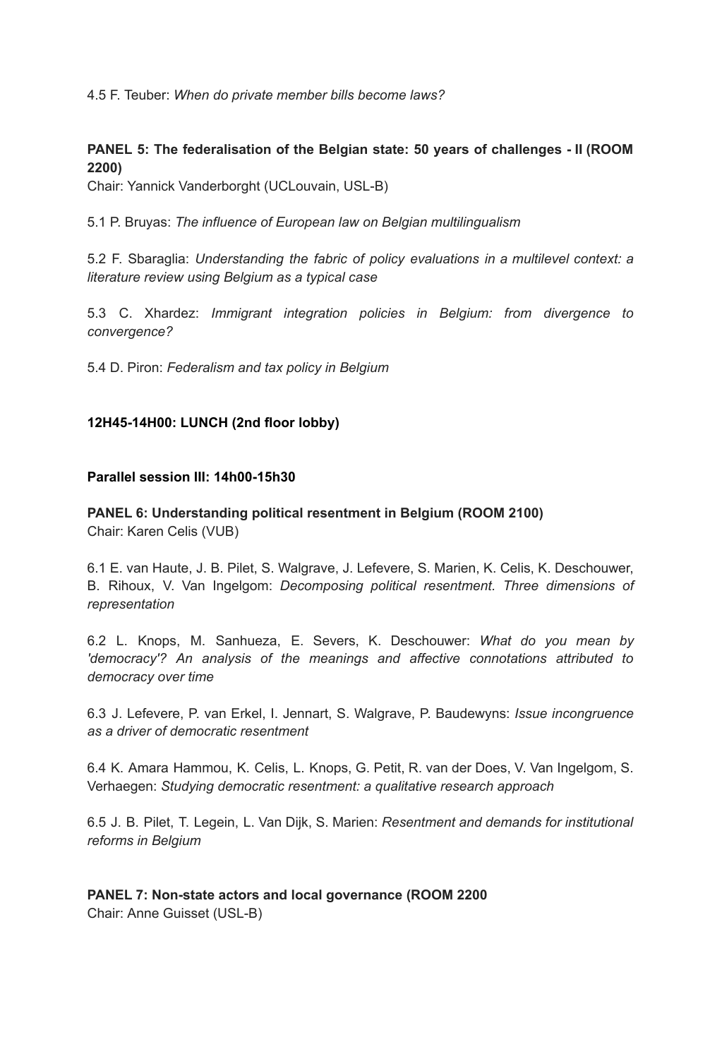4.5 F. Teuber: *When do private member bills become laws?*

**PANEL 5: The federalisation of the Belgian state: 50 years of challenges - II (ROOM 2200)**

Chair: Yannick Vanderborght (UCLouvain, USL-B)

5.1 P. Bruyas: *The influence of European law on Belgian multilingualism*

5.2 F. Sbaraglia: *Understanding the fabric of policy evaluations in a multilevel context: a literature review using Belgium as a typical case*

5.3 C. Xhardez: *Immigrant integration policies in Belgium: from divergence to convergence?*

5.4 D. Piron: *Federalism and tax policy in Belgium*

**12H45-14H00: LUNCH (2nd floor lobby)**

**Parallel session III: 14h00-15h30**

**PANEL 6: Understanding political resentment in Belgium (ROOM 2100)**

Chair: Karen Celis (VUB)

6.1 E. van Haute, J. B. Pilet, S. Walgrave, J. Lefevere, S. Marien, K. Celis, K. Deschouwer, B. Rihoux, V. Van Ingelgom: *Decomposing political resentment. Three dimensions of representation*

6.2 L. Knops, M. Sanhueza, E. Severs, K. Deschouwer: *What do you mean by 'democracy'? An analysis of the meanings and affective connotations attributed to democracy over time*

6.3 J. Lefevere, P. van Erkel, I. Jennart, S. Walgrave, P. Baudewyns: *Issue incongruence as a driver of democratic resentment*

6.4 K. Amara Hammou, K. Celis, L. Knops, G. Petit, R. van der Does, V. Van Ingelgom, S. Verhaegen: *Studying democratic resentment: a qualitative research approach*

6.5 J. B. Pilet, T. Legein, L. Van Dijk, S. Marien: *Resentment and demands for institutional reforms in Belgium*

**PANEL 7: Non-state actors and local governance (ROOM 2200**

Chair: Anne Guisset (USL-B)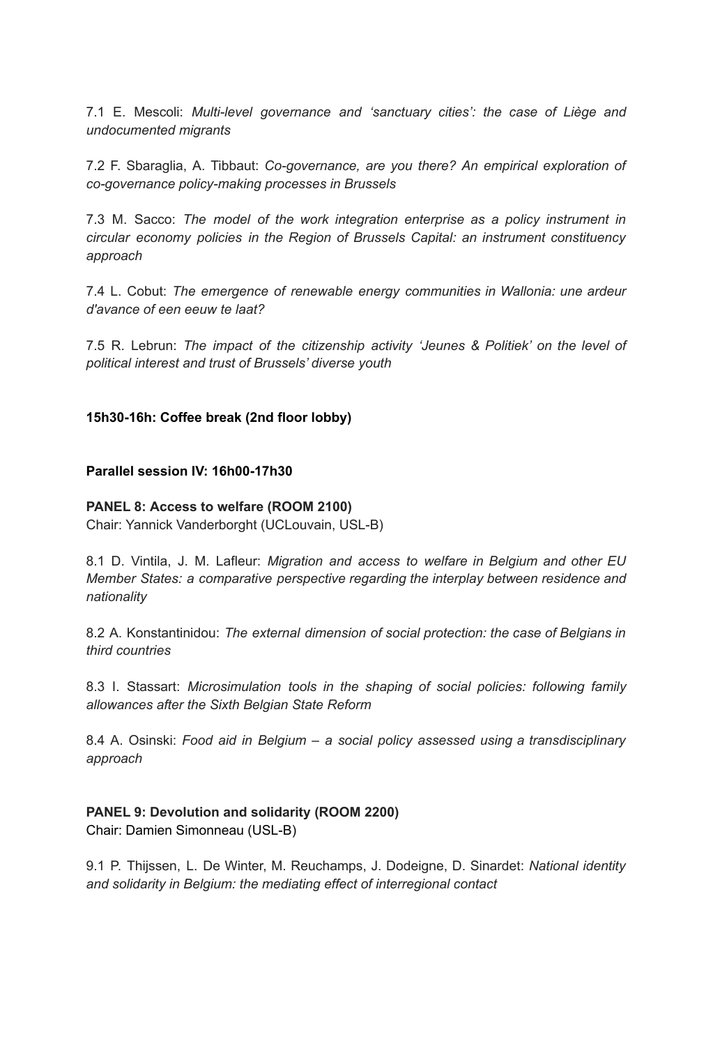7.1 E. Mescoli: *Multi-level governance and 'sanctuary cities': the case of Liège and undocumented migrants*

7.2 F. Sbaraglia, A. Tibbaut: *Co-governance, are you there? An empirical exploration of co-governance policy-making processes in Brussels*

7.3 M. Sacco: *The model of the work integration enterprise as a policy instrument in circular economy policies in the Region of Brussels Capital: an instrument constituency approach*

7.4 L. Cobut: *The emergence of renewable energy communities in Wallonia: une ardeur d'avance of een eeuw te laat?*

7.5 R. Lebrun: *The impact of the citizenship activity 'Jeunes & Politiek' on the level of political interest and trust of Brussels' diverse youth*

**15h30-16h: Coffee break (2nd floor lobby)**

**Parallel session IV: 16h00-17h30**

**PANEL 8: Access to welfare (ROOM 2100)**
Chair: Yannick Vanderborght (UCLouvain, USL-B)

8.1 D. Vintila, J. M. Lafleur: *Migration and access to welfare in Belgium and other EU Member States: a comparative perspective regarding the interplay between residence and nationality*

8.2 A. Konstantinidou: *The external dimension of social protection: the case of Belgians in third countries*

8.3 I. Stassart: *Microsimulation tools in the shaping of social policies: following family allowances after the Sixth Belgian State Reform*

8.4 A. Osinski: *Food aid in Belgium – a social policy assessed using a transdisciplinary approach*

**PANEL 9: Devolution and solidarity (ROOM 2200)**
Chair: Damien Simonneau (USL-B)

9.1 P. Thijssen, L. De Winter, M. Reuchamps, J. Dodeigne, D. Sinardet: *National identity and solidarity in Belgium: the mediating effect of interregional contact*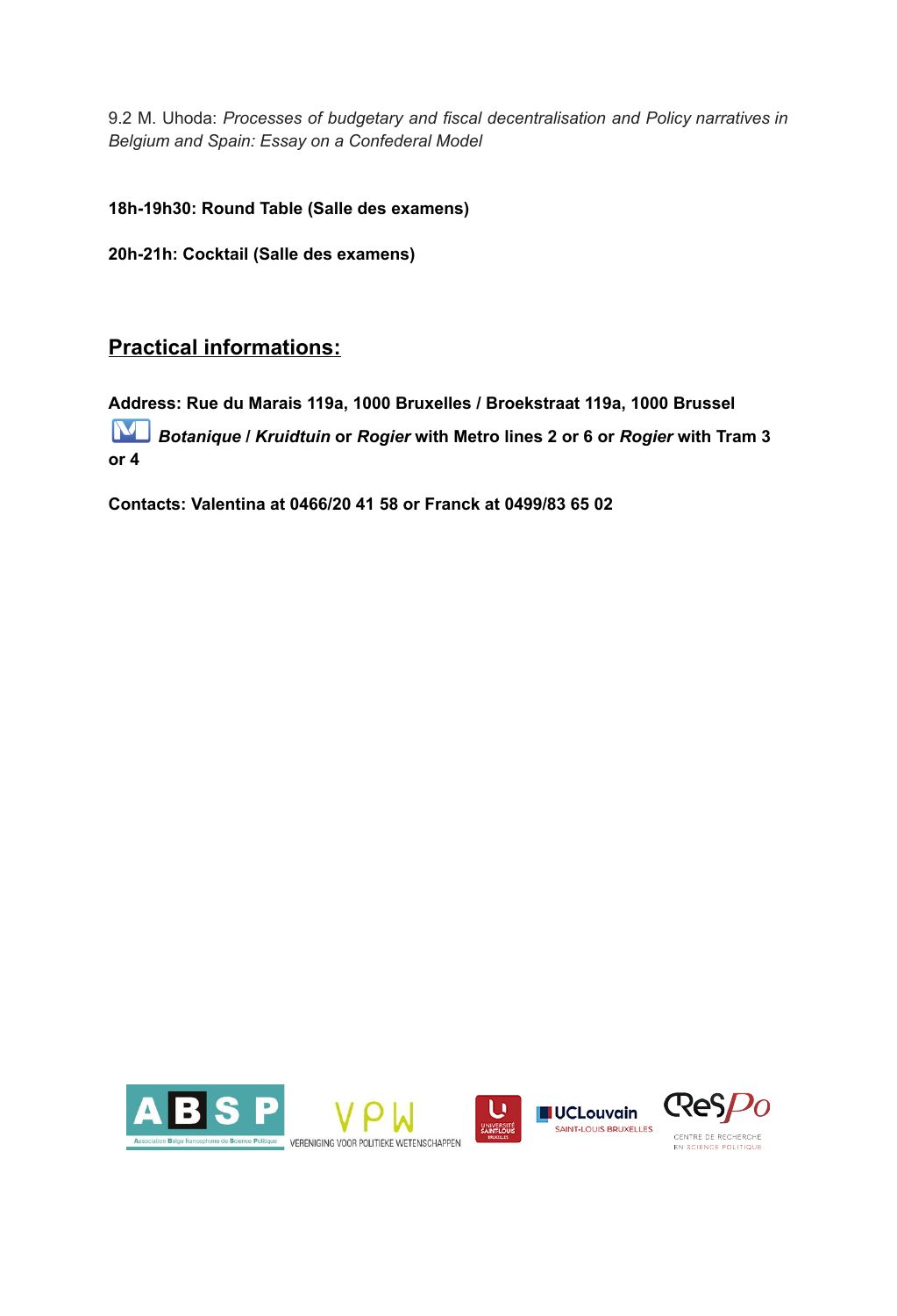9.2 M. Uhoda: *Processes of budgetary and fiscal decentralisation and Policy narratives in Belgium and Spain: Essay on a Confederal Model*

**18h-19h30: Round Table (Salle des examens)**

**20h-21h: Cocktail (Salle des examens)**

## Practical informations:

**Address: Rue du Marais 119a, 1000 Bruxelles / Broekstraat 119a, 1000 Brussel**

***Botanique / Kruidtuin* or *Rogier* with Metro lines 2 or 6 or *Rogier* with Tram 3 or 4**

**Contacts: Valentina at 0466/20 41 58 or Franck at 0499/83 65 02**